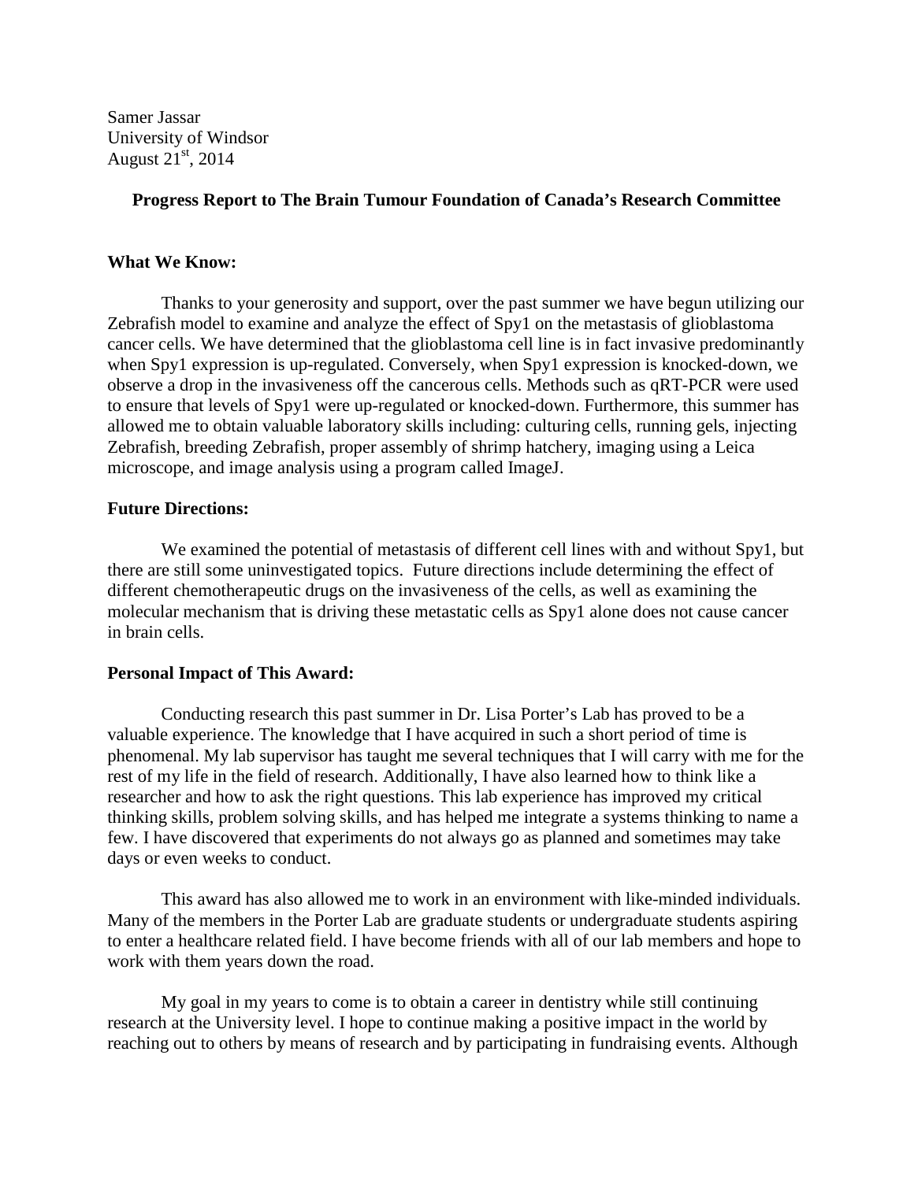Samer Jassar
University of Windsor
August 21st, 2014

**Progress Report to The Brain Tumour Foundation of Canada's Research Committee**

**What We Know:**

Thanks to your generosity and support, over the past summer we have begun utilizing our Zebrafish model to examine and analyze the effect of Spy1 on the metastasis of glioblastoma cancer cells. We have determined that the glioblastoma cell line is in fact invasive predominantly when Spy1 expression is up-regulated. Conversely, when Spy1 expression is knocked-down, we observe a drop in the invasiveness off the cancerous cells. Methods such as qRT-PCR were used to ensure that levels of Spy1 were up-regulated or knocked-down. Furthermore, this summer has allowed me to obtain valuable laboratory skills including: culturing cells, running gels, injecting Zebrafish, breeding Zebrafish, proper assembly of shrimp hatchery, imaging using a Leica microscope, and image analysis using a program called ImageJ.

**Future Directions:**

We examined the potential of metastasis of different cell lines with and without Spy1, but there are still some uninvestigated topics. Future directions include determining the effect of different chemotherapeutic drugs on the invasiveness of the cells, as well as examining the molecular mechanism that is driving these metastatic cells as Spy1 alone does not cause cancer in brain cells.

**Personal Impact of This Award:**

Conducting research this past summer in Dr. Lisa Porter's Lab has proved to be a valuable experience. The knowledge that I have acquired in such a short period of time is phenomenal. My lab supervisor has taught me several techniques that I will carry with me for the rest of my life in the field of research. Additionally, I have also learned how to think like a researcher and how to ask the right questions. This lab experience has improved my critical thinking skills, problem solving skills, and has helped me integrate a systems thinking to name a few. I have discovered that experiments do not always go as planned and sometimes may take days or even weeks to conduct.

This award has also allowed me to work in an environment with like-minded individuals. Many of the members in the Porter Lab are graduate students or undergraduate students aspiring to enter a healthcare related field. I have become friends with all of our lab members and hope to work with them years down the road.

My goal in my years to come is to obtain a career in dentistry while still continuing research at the University level. I hope to continue making a positive impact in the world by reaching out to others by means of research and by participating in fundraising events. Although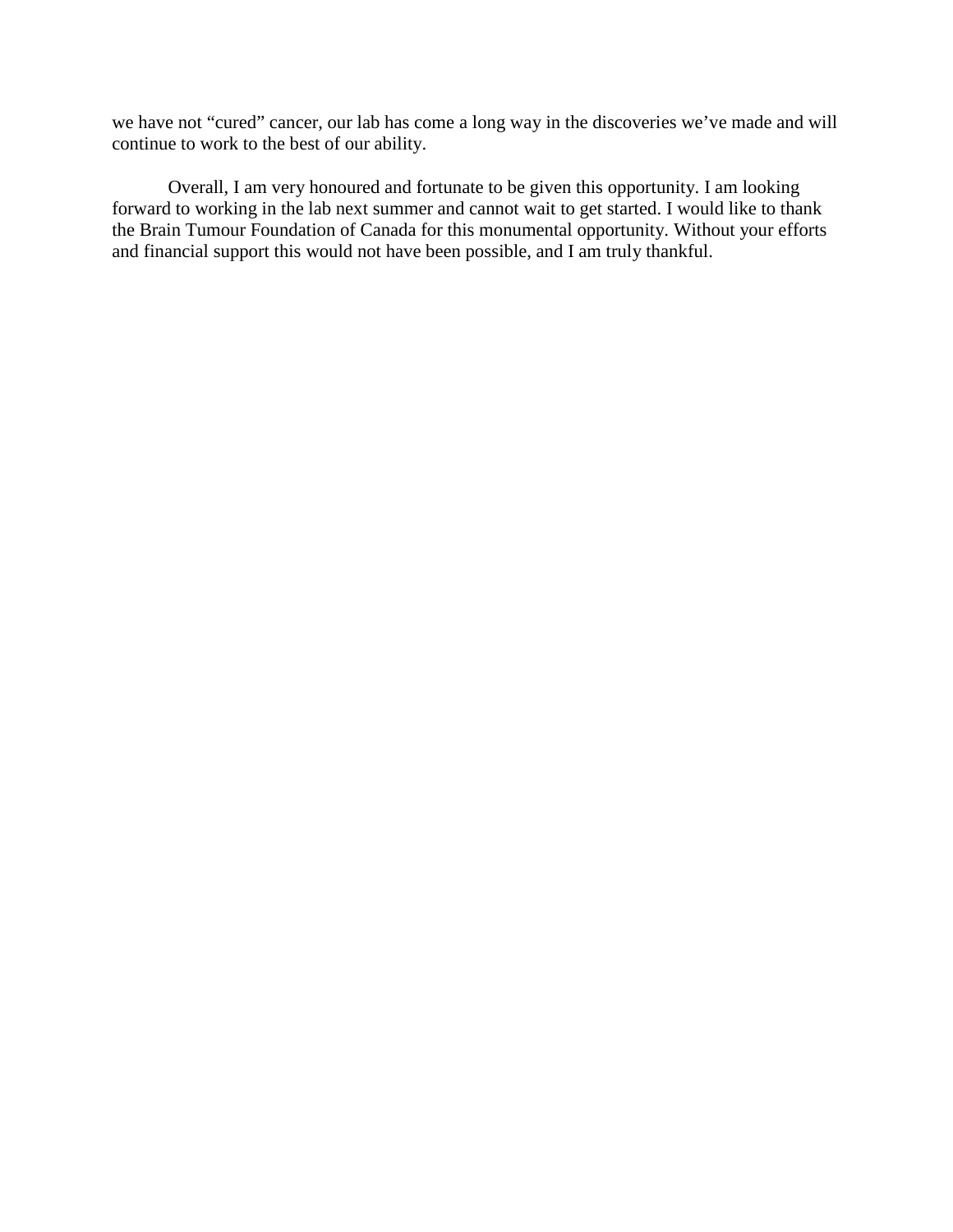we have not “cured” cancer, our lab has come a long way in the discoveries we’ve made and will continue to work to the best of our ability.

Overall, I am very honoured and fortunate to be given this opportunity. I am looking forward to working in the lab next summer and cannot wait to get started. I would like to thank the Brain Tumour Foundation of Canada for this monumental opportunity. Without your efforts and financial support this would not have been possible, and I am truly thankful.